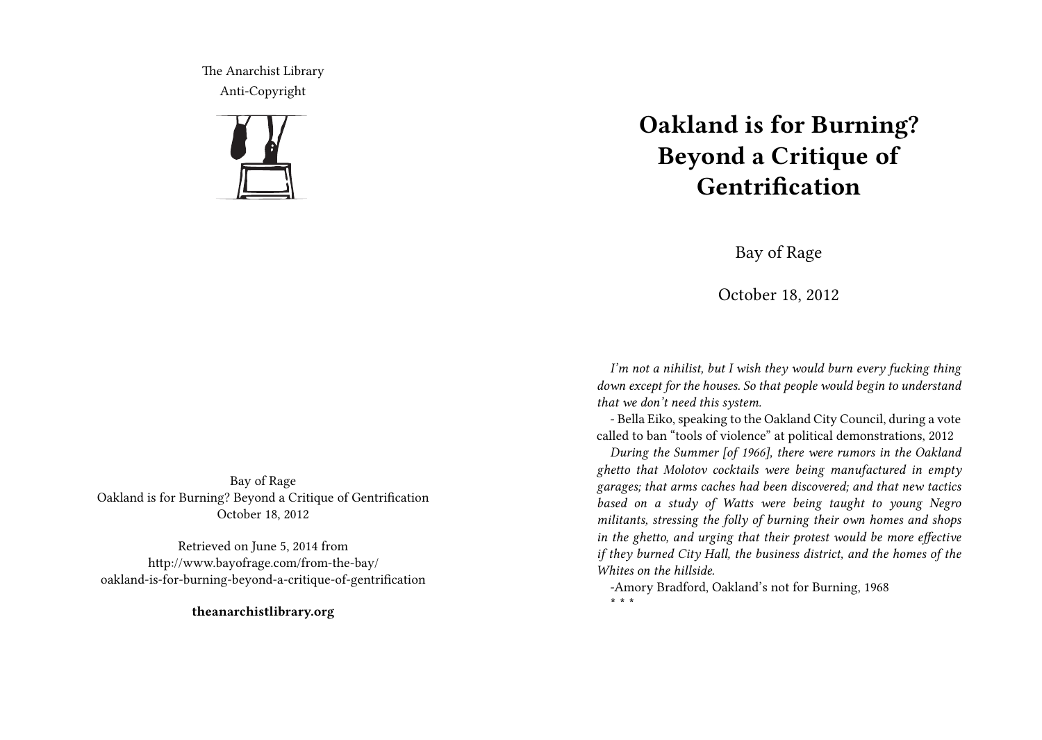The Anarchist Library
Anti-Copyright

Bay of Rage
Oakland is for Burning? Beyond a Critique of Gentrification
October 18, 2012

Retrieved on June 5, 2014 from
http://www.bayofrage.com/from-the-bay/oakland-is-for-burning-beyond-a-critique-of-gentrification

**theanarchistlibrary.org**

# Oakland is for Burning? Beyond a Critique of Gentrification

Bay of Rage

October 18, 2012

*I'm not a nihilist, but I wish they would burn every fucking thing down except for the houses. So that people would begin to understand that we don't need this system.*

- Bella Eiko, speaking to the Oakland City Council, during a vote called to ban "tools of violence" at political demonstrations, 2012

*During the Summer [of 1966], there were rumors in the Oakland ghetto that Molotov cocktails were being manufactured in empty garages; that arms caches had been discovered; and that new tactics based on a study of Watts were being taught to young Negro militants, stressing the folly of burning their own homes and shops in the ghetto, and urging that their protest would be more effective if they burned City Hall, the business district, and the homes of the Whites on the hillside.*

-Amory Bradford, Oakland's not for Burning, 1968

\* \* \*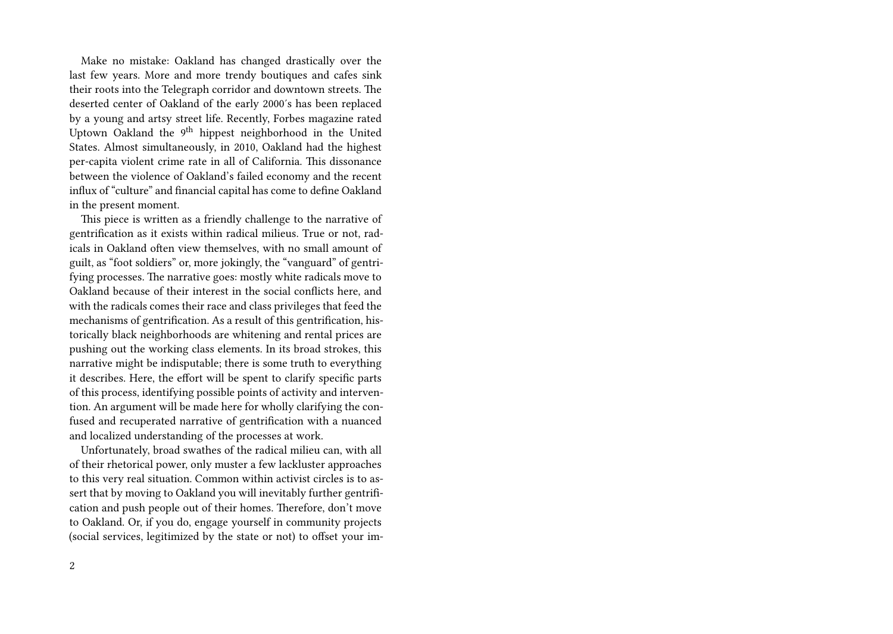Make no mistake: Oakland has changed drastically over the last few years. More and more trendy boutiques and cafes sink their roots into the Telegraph corridor and downtown streets. The deserted center of Oakland of the early 2000′s has been replaced by a young and artsy street life. Recently, Forbes magazine rated Uptown Oakland the 9th hippest neighborhood in the United States. Almost simultaneously, in 2010, Oakland had the highest per-capita violent crime rate in all of California. This dissonance between the violence of Oakland's failed economy and the recent influx of "culture" and financial capital has come to define Oakland in the present moment.

This piece is written as a friendly challenge to the narrative of gentrification as it exists within radical milieus. True or not, radicals in Oakland often view themselves, with no small amount of guilt, as "foot soldiers" or, more jokingly, the "vanguard" of gentrifying processes. The narrative goes: mostly white radicals move to Oakland because of their interest in the social conflicts here, and with the radicals comes their race and class privileges that feed the mechanisms of gentrification. As a result of this gentrification, historically black neighborhoods are whitening and rental prices are pushing out the working class elements. In its broad strokes, this narrative might be indisputable; there is some truth to everything it describes. Here, the effort will be spent to clarify specific parts of this process, identifying possible points of activity and intervention. An argument will be made here for wholly clarifying the confused and recuperated narrative of gentrification with a nuanced and localized understanding of the processes at work.

Unfortunately, broad swathes of the radical milieu can, with all of their rhetorical power, only muster a few lackluster approaches to this very real situation. Common within activist circles is to assert that by moving to Oakland you will inevitably further gentrification and push people out of their homes. Therefore, don't move to Oakland. Or, if you do, engage yourself in community projects (social services, legitimized by the state or not) to offset your im-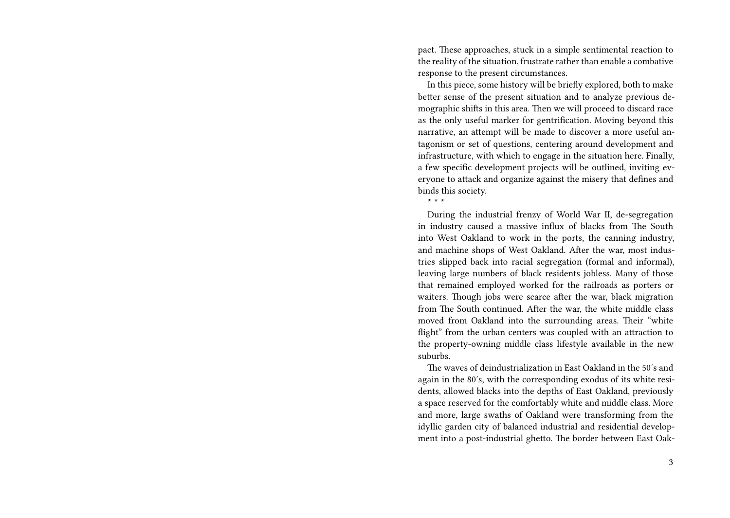pact. These approaches, stuck in a simple sentimental reaction to the reality of the situation, frustrate rather than enable a combative response to the present circumstances.

In this piece, some history will be briefly explored, both to make better sense of the present situation and to analyze previous demographic shifts in this area. Then we will proceed to discard race as the only useful marker for gentrification. Moving beyond this narrative, an attempt will be made to discover a more useful antagonism or set of questions, centering around development and infrastructure, with which to engage in the situation here. Finally, a few specific development projects will be outlined, inviting everyone to attack and organize against the misery that defines and binds this society.

* * *

During the industrial frenzy of World War II, de-segregation in industry caused a massive influx of blacks from The South into West Oakland to work in the ports, the canning industry, and machine shops of West Oakland. After the war, most industries slipped back into racial segregation (formal and informal), leaving large numbers of black residents jobless. Many of those that remained employed worked for the railroads as porters or waiters. Though jobs were scarce after the war, black migration from The South continued. After the war, the white middle class moved from Oakland into the surrounding areas. Their "white flight" from the urban centers was coupled with an attraction to the property-owning middle class lifestyle available in the new suburbs.

The waves of deindustrialization in East Oakland in the 50′s and again in the 80′s, with the corresponding exodus of its white residents, allowed blacks into the depths of East Oakland, previously a space reserved for the comfortably white and middle class. More and more, large swaths of Oakland were transforming from the idyllic garden city of balanced industrial and residential development into a post-industrial ghetto. The border between East Oak-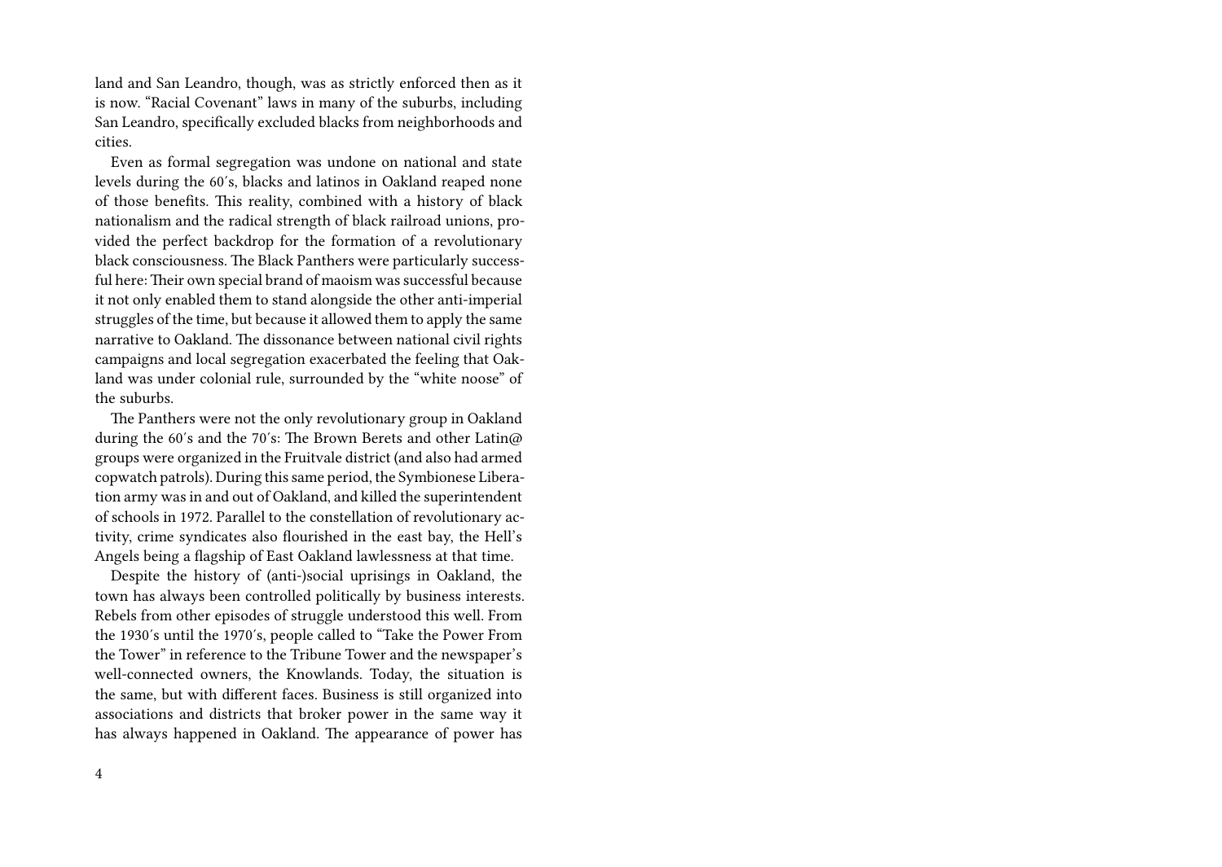land and San Leandro, though, was as strictly enforced then as it is now. "Racial Covenant" laws in many of the suburbs, including San Leandro, specifically excluded blacks from neighborhoods and cities.

Even as formal segregation was undone on national and state levels during the 60′s, blacks and latinos in Oakland reaped none of those benefits. This reality, combined with a history of black nationalism and the radical strength of black railroad unions, provided the perfect backdrop for the formation of a revolutionary black consciousness. The Black Panthers were particularly successful here: Their own special brand of maoism was successful because it not only enabled them to stand alongside the other anti-imperial struggles of the time, but because it allowed them to apply the same narrative to Oakland. The dissonance between national civil rights campaigns and local segregation exacerbated the feeling that Oakland was under colonial rule, surrounded by the "white noose" of the suburbs.

The Panthers were not the only revolutionary group in Oakland during the 60′s and the 70′s: The Brown Berets and other Latin@ groups were organized in the Fruitvale district (and also had armed copwatch patrols). During this same period, the Symbionese Liberation army was in and out of Oakland, and killed the superintendent of schools in 1972. Parallel to the constellation of revolutionary activity, crime syndicates also flourished in the east bay, the Hell's Angels being a flagship of East Oakland lawlessness at that time.

Despite the history of (anti-)social uprisings in Oakland, the town has always been controlled politically by business interests. Rebels from other episodes of struggle understood this well. From the 1930′s until the 1970′s, people called to "Take the Power From the Tower" in reference to the Tribune Tower and the newspaper's well-connected owners, the Knowlands. Today, the situation is the same, but with different faces. Business is still organized into associations and districts that broker power in the same way it has always happened in Oakland. The appearance of power has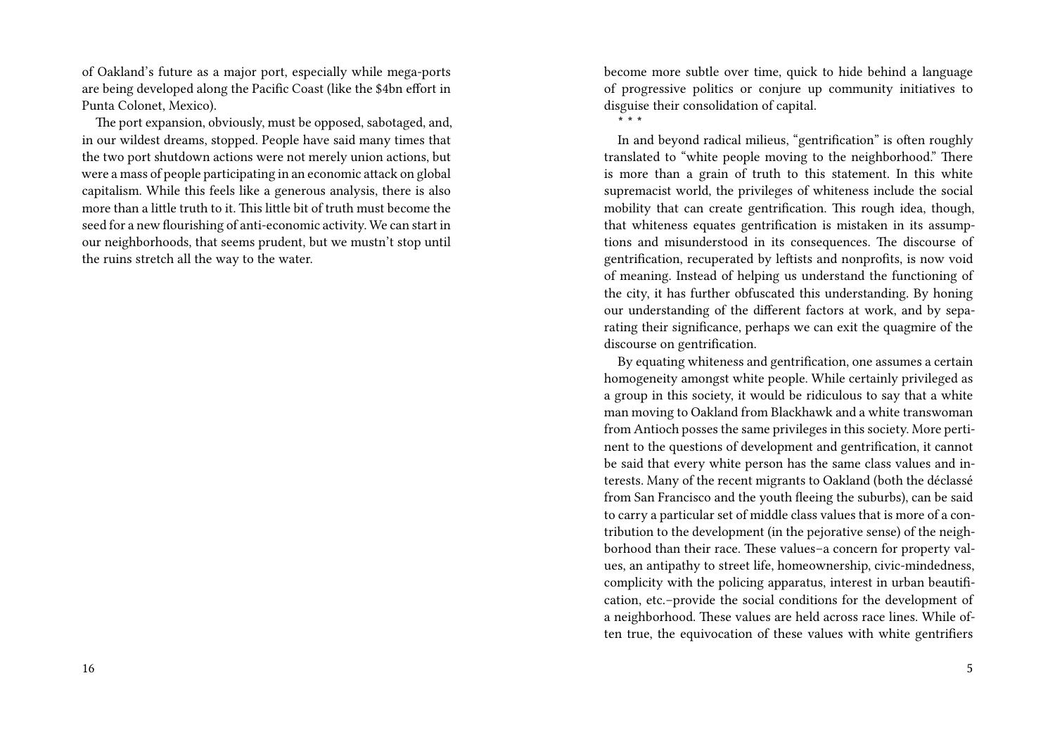of Oakland's future as a major port, especially while mega-ports are being developed along the Pacific Coast (like the $4bn effort in Punta Colonet, Mexico).

The port expansion, obviously, must be opposed, sabotaged, and, in our wildest dreams, stopped. People have said many times that the two port shutdown actions were not merely union actions, but were a mass of people participating in an economic attack on global capitalism. While this feels like a generous analysis, there is also more than a little truth to it. This little bit of truth must become the seed for a new flourishing of anti-economic activity. We can start in our neighborhoods, that seems prudent, but we mustn't stop until the ruins stretch all the way to the water.

become more subtle over time, quick to hide behind a language of progressive politics or conjure up community initiatives to disguise their consolidation of capital.

* * *

In and beyond radical milieus, "gentrification" is often roughly translated to "white people moving to the neighborhood." There is more than a grain of truth to this statement. In this white supremacist world, the privileges of whiteness include the social mobility that can create gentrification. This rough idea, though, that whiteness equates gentrification is mistaken in its assumptions and misunderstood in its consequences. The discourse of gentrification, recuperated by leftists and nonprofits, is now void of meaning. Instead of helping us understand the functioning of the city, it has further obfuscated this understanding. By honing our understanding of the different factors at work, and by separating their significance, perhaps we can exit the quagmire of the discourse on gentrification.

By equating whiteness and gentrification, one assumes a certain homogeneity amongst white people. While certainly privileged as a group in this society, it would be ridiculous to say that a white man moving to Oakland from Blackhawk and a white transwoman from Antioch posses the same privileges in this society. More pertinent to the questions of development and gentrification, it cannot be said that every white person has the same class values and interests. Many of the recent migrants to Oakland (both the déclassé from San Francisco and the youth fleeing the suburbs), can be said to carry a particular set of middle class values that is more of a contribution to the development (in the pejorative sense) of the neighborhood than their race. These values–a concern for property values, an antipathy to street life, homeownership, civic-mindedness, complicity with the policing apparatus, interest in urban beautification, etc.–provide the social conditions for the development of a neighborhood. These values are held across race lines. While often true, the equivocation of these values with white gentrifiers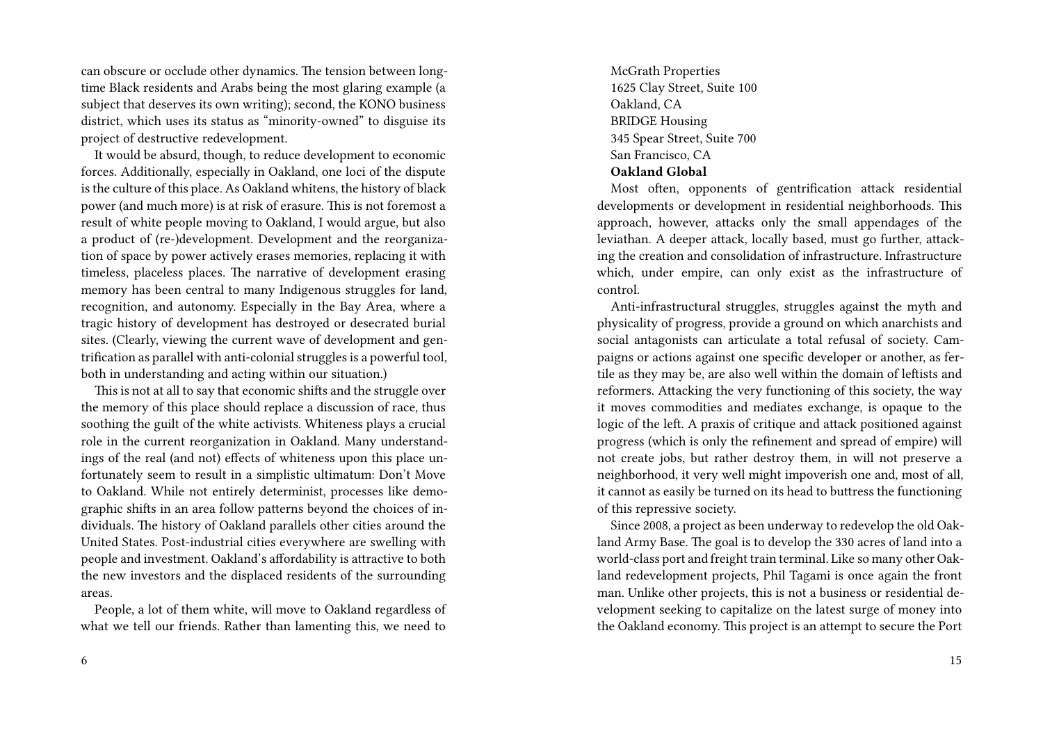can obscure or occlude other dynamics. The tension between longtime Black residents and Arabs being the most glaring example (a subject that deserves its own writing); second, the KONO business district, which uses its status as "minority-owned" to disguise its project of destructive redevelopment.

It would be absurd, though, to reduce development to economic forces. Additionally, especially in Oakland, one loci of the dispute is the culture of this place. As Oakland whitens, the history of black power (and much more) is at risk of erasure. This is not foremost a result of white people moving to Oakland, I would argue, but also a product of (re-)development. Development and the reorganization of space by power actively erases memories, replacing it with timeless, placeless places. The narrative of development erasing memory has been central to many Indigenous struggles for land, recognition, and autonomy. Especially in the Bay Area, where a tragic history of development has destroyed or desecrated burial sites. (Clearly, viewing the current wave of development and gentrification as parallel with anti-colonial struggles is a powerful tool, both in understanding and acting within our situation.)

This is not at all to say that economic shifts and the struggle over the memory of this place should replace a discussion of race, thus soothing the guilt of the white activists. Whiteness plays a crucial role in the current reorganization in Oakland. Many understandings of the real (and not) effects of whiteness upon this place unfortunately seem to result in a simplistic ultimatum: Don't Move to Oakland. While not entirely determinist, processes like demographic shifts in an area follow patterns beyond the choices of individuals. The history of Oakland parallels other cities around the United States. Post-industrial cities everywhere are swelling with people and investment. Oakland's affordability is attractive to both the new investors and the displaced residents of the surrounding areas.

People, a lot of them white, will move to Oakland regardless of what we tell our friends. Rather than lamenting this, we need to

McGrath Properties
1625 Clay Street, Suite 100
Oakland, CA
BRIDGE Housing
345 Spear Street, Suite 700
San Francisco, CA

**Oakland Global**

Most often, opponents of gentrification attack residential developments or development in residential neighborhoods. This approach, however, attacks only the small appendages of the leviathan. A deeper attack, locally based, must go further, attacking the creation and consolidation of infrastructure. Infrastructure which, under empire, can only exist as the infrastructure of control.

Anti-infrastructural struggles, struggles against the myth and physicality of progress, provide a ground on which anarchists and social antagonists can articulate a total refusal of society. Campaigns or actions against one specific developer or another, as fertile as they may be, are also well within the domain of leftists and reformers. Attacking the very functioning of this society, the way it moves commodities and mediates exchange, is opaque to the logic of the left. A praxis of critique and attack positioned against progress (which is only the refinement and spread of empire) will not create jobs, but rather destroy them, in will not preserve a neighborhood, it very well might impoverish one and, most of all, it cannot as easily be turned on its head to buttress the functioning of this repressive society.

Since 2008, a project as been underway to redevelop the old Oakland Army Base. The goal is to develop the 330 acres of land into a world-class port and freight train terminal. Like so many other Oakland redevelopment projects, Phil Tagami is once again the front man. Unlike other projects, this is not a business or residential development seeking to capitalize on the latest surge of money into the Oakland economy. This project is an attempt to secure the Port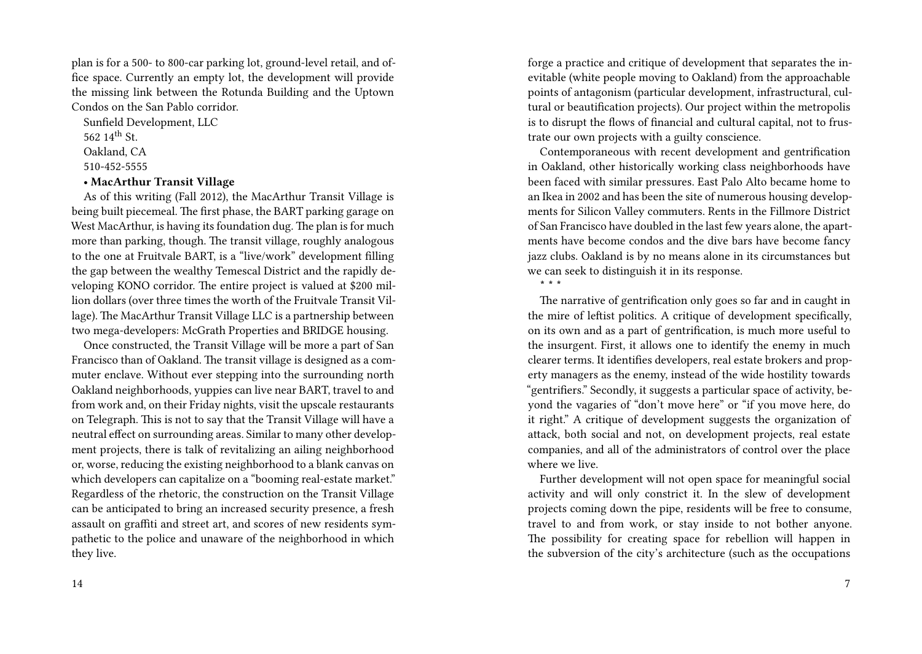plan is for a 500- to 800-car parking lot, ground-level retail, and office space. Currently an empty lot, the development will provide the missing link between the Rotunda Building and the Uptown Condos on the San Pablo corridor.

Sunfield Development, LLC
562 14th St.
Oakland, CA
510-452-5555

**• MacArthur Transit Village**

As of this writing (Fall 2012), the MacArthur Transit Village is being built piecemeal. The first phase, the BART parking garage on West MacArthur, is having its foundation dug. The plan is for much more than parking, though. The transit village, roughly analogous to the one at Fruitvale BART, is a "live/work" development filling the gap between the wealthy Temescal District and the rapidly developing KONO corridor. The entire project is valued at $200 million dollars (over three times the worth of the Fruitvale Transit Village). The MacArthur Transit Village LLC is a partnership between two mega-developers: McGrath Properties and BRIDGE housing.

Once constructed, the Transit Village will be more a part of San Francisco than of Oakland. The transit village is designed as a commuter enclave. Without ever stepping into the surrounding north Oakland neighborhoods, yuppies can live near BART, travel to and from work and, on their Friday nights, visit the upscale restaurants on Telegraph. This is not to say that the Transit Village will have a neutral effect on surrounding areas. Similar to many other development projects, there is talk of revitalizing an ailing neighborhood or, worse, reducing the existing neighborhood to a blank canvas on which developers can capitalize on a "booming real-estate market." Regardless of the rhetoric, the construction on the Transit Village can be anticipated to bring an increased security presence, a fresh assault on graffiti and street art, and scores of new residents sympathetic to the police and unaware of the neighborhood in which they live.

forge a practice and critique of development that separates the inevitable (white people moving to Oakland) from the approachable points of antagonism (particular development, infrastructural, cultural or beautification projects). Our project within the metropolis is to disrupt the flows of financial and cultural capital, not to frustrate our own projects with a guilty conscience.

Contemporaneous with recent development and gentrification in Oakland, other historically working class neighborhoods have been faced with similar pressures. East Palo Alto became home to an Ikea in 2002 and has been the site of numerous housing developments for Silicon Valley commuters. Rents in the Fillmore District of San Francisco have doubled in the last few years alone, the apartments have become condos and the dive bars have become fancy jazz clubs. Oakland is by no means alone in its circumstances but we can seek to distinguish it in its response.

\* \* \*

The narrative of gentrification only goes so far and in caught in the mire of leftist politics. A critique of development specifically, on its own and as a part of gentrification, is much more useful to the insurgent. First, it allows one to identify the enemy in much clearer terms. It identifies developers, real estate brokers and property managers as the enemy, instead of the wide hostility towards "gentrifiers." Secondly, it suggests a particular space of activity, beyond the vagaries of "don't move here" or "if you move here, do it right." A critique of development suggests the organization of attack, both social and not, on development projects, real estate companies, and all of the administrators of control over the place where we live.

Further development will not open space for meaningful social activity and will only constrict it. In the slew of development projects coming down the pipe, residents will be free to consume, travel to and from work, or stay inside to not bother anyone. The possibility for creating space for rebellion will happen in the subversion of the city's architecture (such as the occupations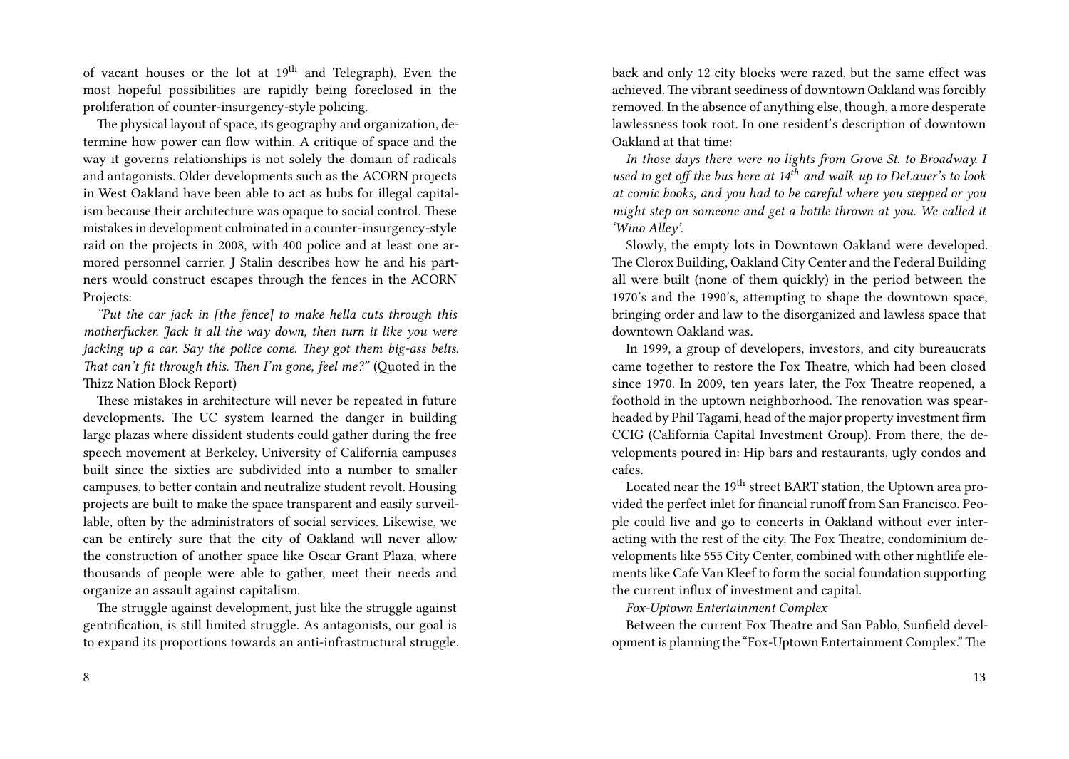of vacant houses or the lot at 19th and Telegraph). Even the most hopeful possibilities are rapidly being foreclosed in the proliferation of counter-insurgency-style policing.

The physical layout of space, its geography and organization, determine how power can flow within. A critique of space and the way it governs relationships is not solely the domain of radicals and antagonists. Older developments such as the ACORN projects in West Oakland have been able to act as hubs for illegal capitalism because their architecture was opaque to social control. These mistakes in development culminated in a counter-insurgency-style raid on the projects in 2008, with 400 police and at least one armored personnel carrier. J Stalin describes how he and his partners would construct escapes through the fences in the ACORN Projects:

*"Put the car jack in [the fence] to make hella cuts through this motherfucker. Jack it all the way down, then turn it like you were jacking up a car. Say the police come. They got them big-ass belts. That can't fit through this. Then I'm gone, feel me?"* (Quoted in the Thizz Nation Block Report)

These mistakes in architecture will never be repeated in future developments. The UC system learned the danger in building large plazas where dissident students could gather during the free speech movement at Berkeley. University of California campuses built since the sixties are subdivided into a number to smaller campuses, to better contain and neutralize student revolt. Housing projects are built to make the space transparent and easily surveillable, often by the administrators of social services. Likewise, we can be entirely sure that the city of Oakland will never allow the construction of another space like Oscar Grant Plaza, where thousands of people were able to gather, meet their needs and organize an assault against capitalism.

The struggle against development, just like the struggle against gentrification, is still limited struggle. As antagonists, our goal is to expand its proportions towards an anti-infrastructural struggle.

back and only 12 city blocks were razed, but the same effect was achieved. The vibrant seediness of downtown Oakland was forcibly removed. In the absence of anything else, though, a more desperate lawlessness took root. In one resident's description of downtown Oakland at that time:

*In those days there were no lights from Grove St. to Broadway. I used to get off the bus here at 14th and walk up to DeLauer's to look at comic books, and you had to be careful where you stepped or you might step on someone and get a bottle thrown at you. We called it 'Wino Alley'.*

Slowly, the empty lots in Downtown Oakland were developed. The Clorox Building, Oakland City Center and the Federal Building all were built (none of them quickly) in the period between the 1970's and the 1990's, attempting to shape the downtown space, bringing order and law to the disorganized and lawless space that downtown Oakland was.

In 1999, a group of developers, investors, and city bureaucrats came together to restore the Fox Theatre, which had been closed since 1970. In 2009, ten years later, the Fox Theatre reopened, a foothold in the uptown neighborhood. The renovation was spearheaded by Phil Tagami, head of the major property investment firm CCIG (California Capital Investment Group). From there, the developments poured in: Hip bars and restaurants, ugly condos and cafes.

Located near the 19th street BART station, the Uptown area provided the perfect inlet for financial runoff from San Francisco. People could live and go to concerts in Oakland without ever interacting with the rest of the city. The Fox Theatre, condominium developments like 555 City Center, combined with other nightlife elements like Cafe Van Kleef to form the social foundation supporting the current influx of investment and capital.

*Fox-Uptown Entertainment Complex*

Between the current Fox Theatre and San Pablo, Sunfield development is planning the "Fox-Uptown Entertainment Complex." The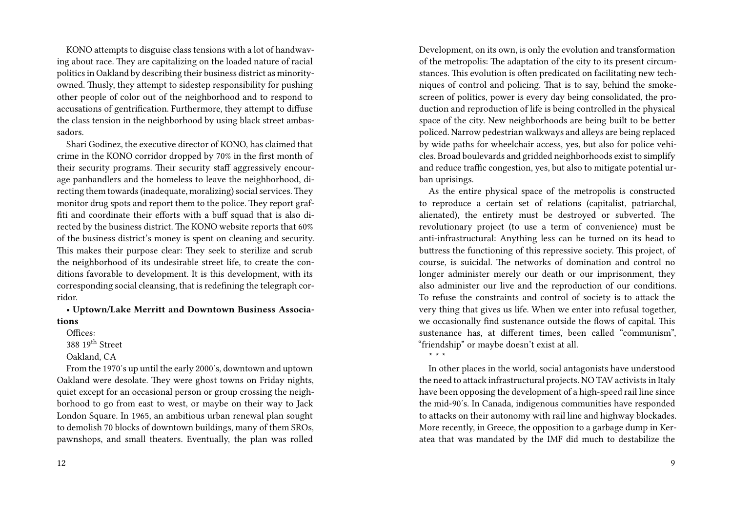KONO attempts to disguise class tensions with a lot of handwaving about race. They are capitalizing on the loaded nature of racial politics in Oakland by describing their business district as minority-owned. Thusly, they attempt to sidestep responsibility for pushing other people of color out of the neighborhood and to respond to accusations of gentrification. Furthermore, they attempt to diffuse the class tension in the neighborhood by using black street ambassadors.

Shari Godinez, the executive director of KONO, has claimed that crime in the KONO corridor dropped by 70% in the first month of their security programs. Their security staff aggressively encourage panhandlers and the homeless to leave the neighborhood, directing them towards (inadequate, moralizing) social services. They monitor drug spots and report them to the police. They report graffiti and coordinate their efforts with a buff squad that is also directed by the business district. The KONO website reports that 60% of the business district's money is spent on cleaning and security. This makes their purpose clear: They seek to sterilize and scrub the neighborhood of its undesirable street life, to create the conditions favorable to development. It is this development, with its corresponding social cleansing, that is redefining the telegraph corridor.

- **Uptown/Lake Merritt and Downtown Business Associations**

Offices:
388 19th Street
Oakland, CA

From the 1970′s up until the early 2000′s, downtown and uptown Oakland were desolate. They were ghost towns on Friday nights, quiet except for an occasional person or group crossing the neighborhood to go from east to west, or maybe on their way to Jack London Square. In 1965, an ambitious urban renewal plan sought to demolish 70 blocks of downtown buildings, many of them SROs, pawnshops, and small theaters. Eventually, the plan was rolled

Development, on its own, is only the evolution and transformation of the metropolis: The adaptation of the city to its present circumstances. This evolution is often predicated on facilitating new techniques of control and policing. That is to say, behind the smokescreen of politics, power is every day being consolidated, the production and reproduction of life is being controlled in the physical space of the city. New neighborhoods are being built to be better policed. Narrow pedestrian walkways and alleys are being replaced by wide paths for wheelchair access, yes, but also for police vehicles. Broad boulevards and gridded neighborhoods exist to simplify and reduce traffic congestion, yes, but also to mitigate potential urban uprisings.

As the entire physical space of the metropolis is constructed to reproduce a certain set of relations (capitalist, patriarchal, alienated), the entirety must be destroyed or subverted. The revolutionary project (to use a term of convenience) must be anti-infrastructural: Anything less can be turned on its head to buttress the functioning of this repressive society. This project, of course, is suicidal. The networks of domination and control no longer administer merely our death or our imprisonment, they also administer our live and the reproduction of our conditions. To refuse the constraints and control of society is to attack the very thing that gives us life. When we enter into refusal together, we occasionally find sustenance outside the flows of capital. This sustenance has, at different times, been called "communism", "friendship" or maybe doesn't exist at all.

\* \* \*

In other places in the world, social antagonists have understood the need to attack infrastructural projects. NO TAV activists in Italy have been opposing the development of a high-speed rail line since the mid-90′s. In Canada, indigenous communities have responded to attacks on their autonomy with rail line and highway blockades. More recently, in Greece, the opposition to a garbage dump in Keratea that was mandated by the IMF did much to destabilize the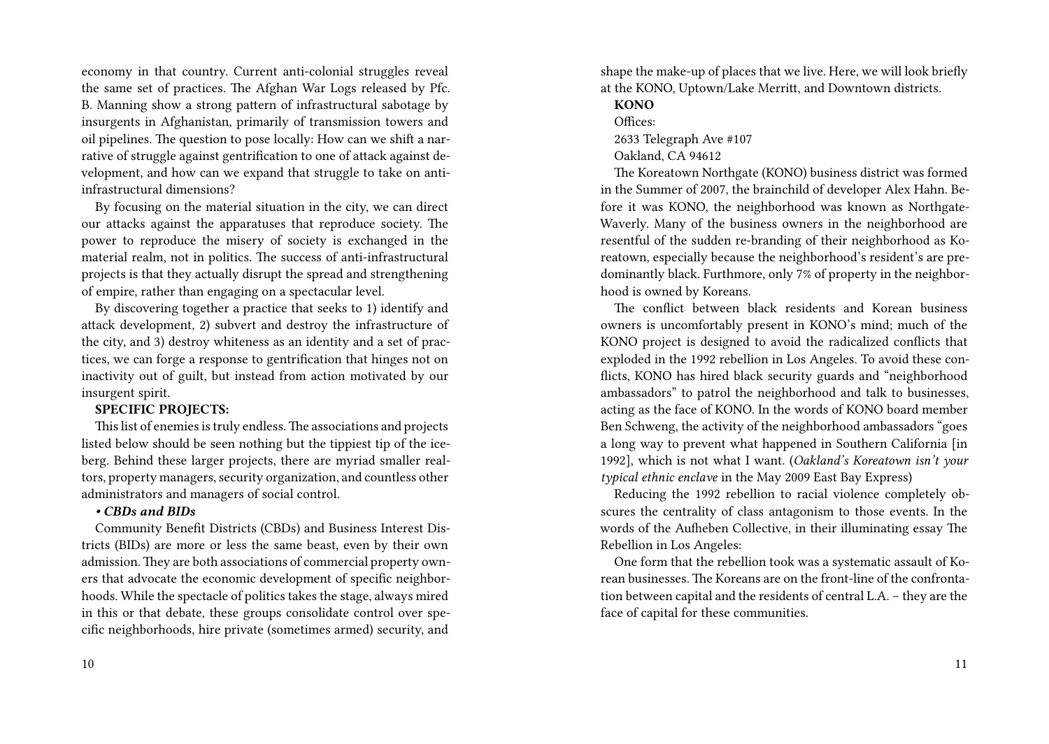economy in that country. Current anti-colonial struggles reveal the same set of practices. The Afghan War Logs released by Pfc. B. Manning show a strong pattern of infrastructural sabotage by insurgents in Afghanistan, primarily of transmission towers and oil pipelines. The question to pose locally: How can we shift a narrative of struggle against gentrification to one of attack against development, and how can we expand that struggle to take on anti-infrastructural dimensions?

By focusing on the material situation in the city, we can direct our attacks against the apparatuses that reproduce society. The power to reproduce the misery of society is exchanged in the material realm, not in politics. The success of anti-infrastructural projects is that they actually disrupt the spread and strengthening of empire, rather than engaging on a spectacular level.

By discovering together a practice that seeks to 1) identify and attack development, 2) subvert and destroy the infrastructure of the city, and 3) destroy whiteness as an identity and a set of practices, we can forge a response to gentrification that hinges not on inactivity out of guilt, but instead from action motivated by our insurgent spirit.

**SPECIFIC PROJECTS:**

This list of enemies is truly endless. The associations and projects listed below should be seen nothing but the tippiest tip of the iceberg. Behind these larger projects, there are myriad smaller realtors, property managers, security organization, and countless other administrators and managers of social control.

***• CBDs and BIDs***

Community Benefit Districts (CBDs) and Business Interest Districts (BIDs) are more or less the same beast, even by their own admission. They are both associations of commercial property owners that advocate the economic development of specific neighborhoods. While the spectacle of politics takes the stage, always mired in this or that debate, these groups consolidate control over specific neighborhoods, hire private (sometimes armed) security, and shape the make-up of places that we live. Here, we will look briefly at the KONO, Uptown/Lake Merritt, and Downtown districts.

**KONO**

Offices:

2633 Telegraph Ave #107

Oakland, CA 94612

The Koreatown Northgate (KONO) business district was formed in the Summer of 2007, the brainchild of developer Alex Hahn. Before it was KONO, the neighborhood was known as Northgate-Waverly. Many of the business owners in the neighborhood are resentful of the sudden re-branding of their neighborhood as Koreatown, especially because the neighborhood's resident's are predominantly black. Furthmore, only 7% of property in the neighborhood is owned by Koreans.

The conflict between black residents and Korean business owners is uncomfortably present in KONO's mind; much of the KONO project is designed to avoid the radicalized conflicts that exploded in the 1992 rebellion in Los Angeles. To avoid these conflicts, KONO has hired black security guards and "neighborhood ambassadors" to patrol the neighborhood and talk to businesses, acting as the face of KONO. In the words of KONO board member Ben Schweng, the activity of the neighborhood ambassadors "goes a long way to prevent what happened in Southern California [in 1992], which is not what I want. (*Oakland's Koreatown isn't your typical ethnic enclave* in the May 2009 East Bay Express)

Reducing the 1992 rebellion to racial violence completely obscures the centrality of class antagonism to those events. In the words of the Aufheben Collective, in their illuminating essay The Rebellion in Los Angeles:

One form that the rebellion took was a systematic assault of Korean businesses. The Koreans are on the front-line of the confrontation between capital and the residents of central L.A. – they are the face of capital for these communities.